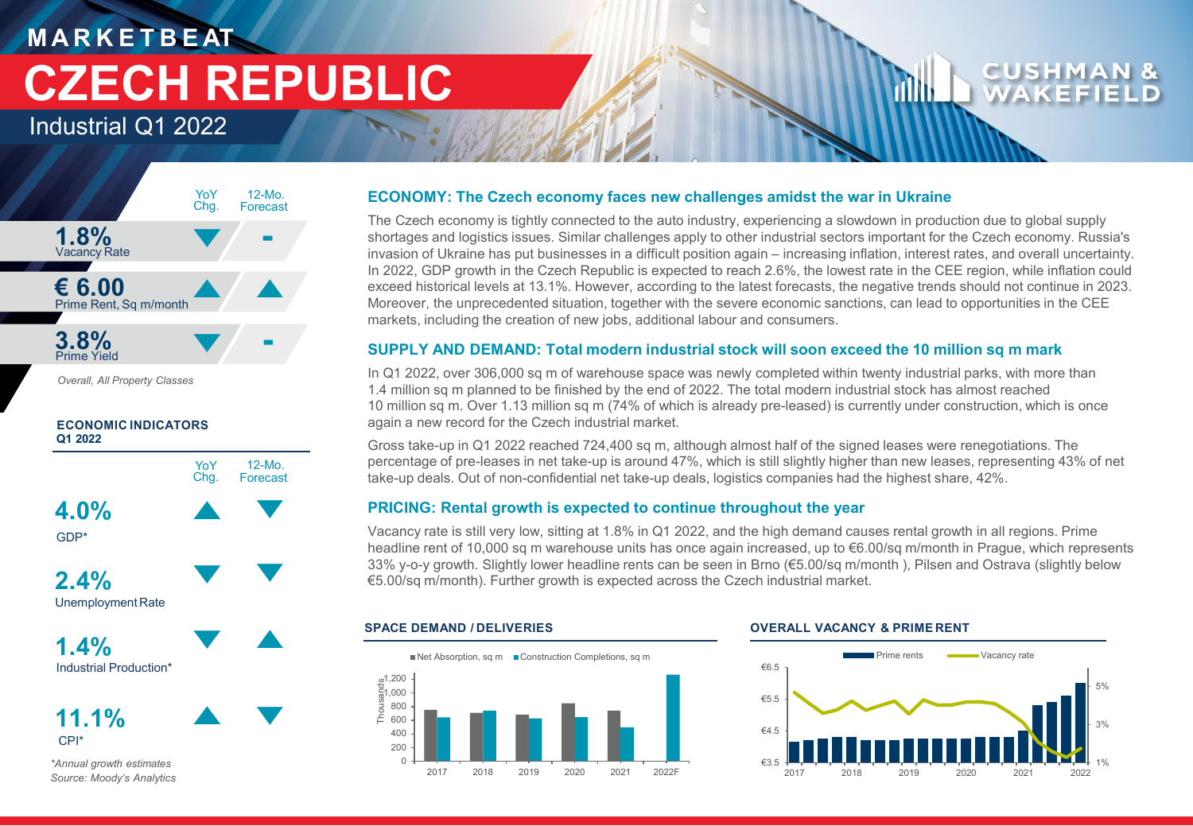# MARKETBEAT

# CZECH REPUBLIC

## Industrial Q1 2022

| | YoY Chg. | 12-Mo. Forecast |
|---|---|---|
| **1.8%** Vacancy Rate | ▼ | - |
| **€ 6.00** Prime Rent, Sq m/month | ▲ | ▲ |
| **3.8%** Prime Yield | ▼ | - |

*Overall, All Property Classes*

**ECONOMIC INDICATORS Q1 2022**

| | YoY Chg. | 12-Mo. Forecast |
|---|---|---|
| **4.0%** GDP* | ▲ | ▼ |
| **2.4%** Unemployment Rate | ▼ | ▼ |
| **1.4%** Industrial Production* | ▼ | ▲ |
| **11.1%** CPI* | ▲ | ▼ |

*\*Annual growth estimates*
*Source: Moody's Analytics*

### ECONOMY: The Czech economy faces new challenges amidst the war in Ukraine

The Czech economy is tightly connected to the auto industry, experiencing a slowdown in production due to global supply shortages and logistics issues. Similar challenges apply to other industrial sectors important for the Czech economy. Russia's invasion of Ukraine has put businesses in a difficult position again – increasing inflation, interest rates, and overall uncertainty. In 2022, GDP growth in the Czech Republic is expected to reach 2.6%, the lowest rate in the CEE region, while inflation could exceed historical levels at 13.1%. However, according to the latest forecasts, the negative trends should not continue in 2023. Moreover, the unprecedented situation, together with the severe economic sanctions, can lead to opportunities in the CEE markets, including the creation of new jobs, additional labour and consumers.

### SUPPLY AND DEMAND: Total modern industrial stock will soon exceed the 10 million sq m mark

In Q1 2022, over 306,000 sq m of warehouse space was newly completed within twenty industrial parks, with more than 1.4 million sq m planned to be finished by the end of 2022. The total modern industrial stock has almost reached 10 million sq m. Over 1.13 million sq m (74% of which is already pre-leased) is currently under construction, which is once again a new record for the Czech industrial market.

Gross take-up in Q1 2022 reached 724,400 sq m, although almost half of the signed leases were renegotiations. The percentage of pre-leases in net take-up is around 47%, which is still slightly higher than new leases, representing 43% of net take-up deals. Out of non-confidential net take-up deals, logistics companies had the highest share, 42%.

### PRICING: Rental growth is expected to continue throughout the year

Vacancy rate is still very low, sitting at 1.8% in Q1 2022, and the high demand causes rental growth in all regions. Prime headline rent of 10,000 sq m warehouse units has once again increased, up to €6.00/sq m/month in Prague, which represents 33% y-o-y growth. Slightly lower headline rents can be seen in Brno (€5.00/sq m/month ), Pilsen and Ostrava (slightly below €5.00/sq m/month). Further growth is expected across the Czech industrial market.

**SPACE DEMAND / DELIVERIES**

**OVERALL VACANCY & PRIME RENT**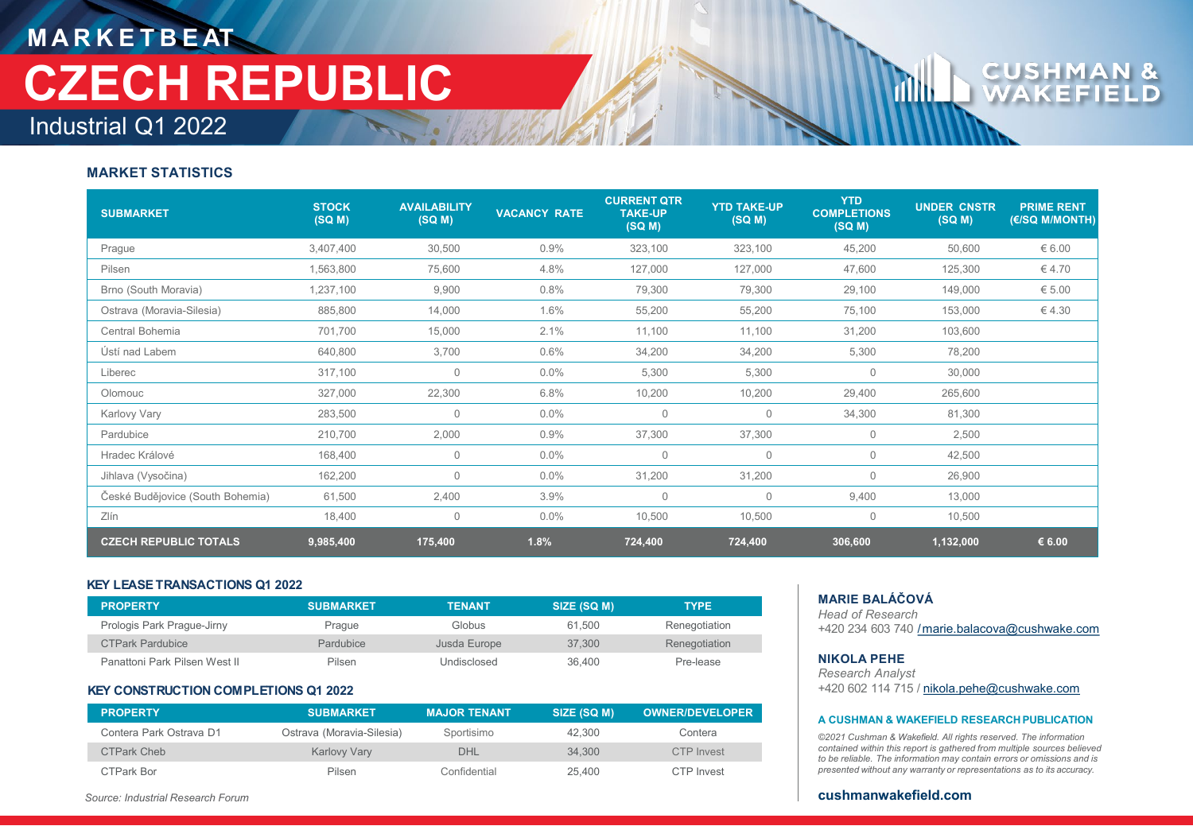# MARKETBEAT

# CZECH REPUBLIC

## Industrial Q1 2022

### MARKET STATISTICS

| SUBMARKET | STOCK (SQ M) | AVAILABILITY (SQ M) | VACANCY RATE | CURRENT QTR TAKE-UP (SQ M) | YTD TAKE-UP (SQ M) | YTD COMPLETIONS (SQ M) | UNDER CNSTR (SQ M) | PRIME RENT (€/SQ M/MONTH) |
|---|---|---|---|---|---|---|---|---|
| Prague | 3,407,400 | 30,500 | 0.9% | 323,100 | 323,100 | 45,200 | 50,600 | € 6.00 |
| Pilsen | 1,563,800 | 75,600 | 4.8% | 127,000 | 127,000 | 47,600 | 125,300 | € 4.70 |
| Brno (South Moravia) | 1,237,100 | 9,900 | 0.8% | 79,300 | 79,300 | 29,100 | 149,000 | € 5.00 |
| Ostrava (Moravia-Silesia) | 885,800 | 14,000 | 1.6% | 55,200 | 55,200 | 75,100 | 153,000 | € 4.30 |
| Central Bohemia | 701,700 | 15,000 | 2.1% | 11,100 | 11,100 | 31,200 | 103,600 | |
| Ústí nad Labem | 640,800 | 3,700 | 0.6% | 34,200 | 34,200 | 5,300 | 78,200 | |
| Liberec | 317,100 | 0 | 0.0% | 5,300 | 5,300 | 0 | 30,000 | |
| Olomouc | 327,000 | 22,300 | 6.8% | 10,200 | 10,200 | 29,400 | 265,600 | |
| Karlovy Vary | 283,500 | 0 | 0.0% | 0 | 0 | 34,300 | 81,300 | |
| Pardubice | 210,700 | 2,000 | 0.9% | 37,300 | 37,300 | 0 | 2,500 | |
| Hradec Králové | 168,400 | 0 | 0.0% | 0 | 0 | 0 | 42,500 | |
| Jihlava (Vysočina) | 162,200 | 0 | 0.0% | 31,200 | 31,200 | 0 | 26,900 | |
| České Budějovice (South Bohemia) | 61,500 | 2,400 | 3.9% | 0 | 0 | 9,400 | 13,000 | |
| Zlín | 18,400 | 0 | 0.0% | 10,500 | 10,500 | 0 | 10,500 | |
| **CZECH REPUBLIC TOTALS** | **9,985,400** | **175,400** | **1.8%** | **724,400** | **724,400** | **306,600** | **1,132,000** | **€ 6.00** |

### KEY LEASE TRANSACTIONS Q1 2022

| PROPERTY | SUBMARKET | TENANT | SIZE (SQ M) | TYPE |
|---|---|---|---|---|
| Prologis Park Prague-Jirny | Prague | Globus | 61,500 | Renegotiation |
| CTPark Pardubice | Pardubice | Jusda Europe | 37,300 | Renegotiation |
| Panattoni Park Pilsen West II | Pilsen | Undisclosed | 36,400 | Pre-lease |

### KEY CONSTRUCTION COMPLETIONS Q1 2022

| PROPERTY | SUBMARKET | MAJOR TENANT | SIZE (SQ M) | OWNER/DEVELOPER |
|---|---|---|---|---|
| Contera Park Ostrava D1 | Ostrava (Moravia-Silesia) | Sportisimo | 42,300 | Contera |
| CTPark Cheb | Karlovy Vary | DHL | 34,300 | CTP Invest |
| CTPark Bor | Pilsen | Confidential | 25,400 | CTP Invest |

*Source: Industrial Research Forum*

**MARIE BALÁČOVÁ**
*Head of Research*
+420 234 603 740 / marie.balacova@cushwake.com

**NIKOLA PEHE**
*Research Analyst*
+420 602 114 715 / nikola.pehe@cushwake.com

**A CUSHMAN & WAKEFIELD RESEARCH PUBLICATION**

*©2021 Cushman & Wakefield. All rights reserved. The information contained within this report is gathered from multiple sources believed to be reliable. The information may contain errors or omissions and is presented without any warranty or representations as to its accuracy.*

**cushmanwakefield.com**